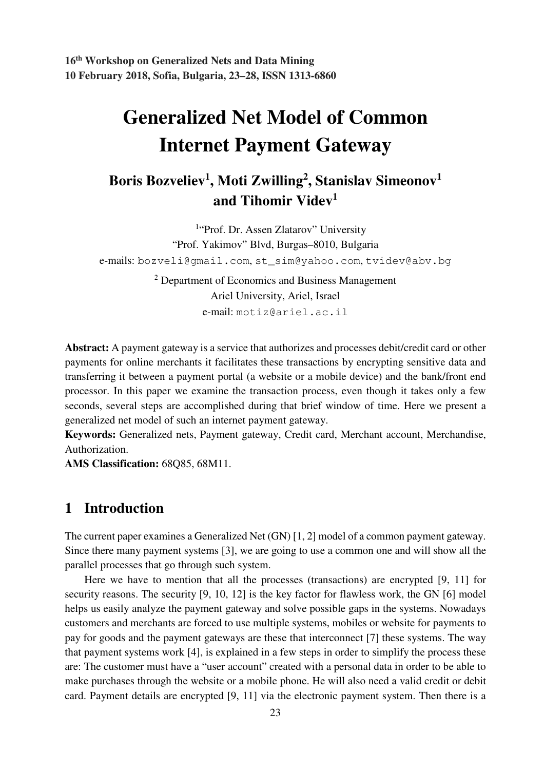16th Workshop on Generalized Nets and Data Mining
10 February 2018, Sofia, Bulgaria, 23–28, ISSN 1313-6860

# Generalized Net Model of Common Internet Payment Gateway

## Boris Bozveliev[1], Moti Zwilling[2], Stanislav Simeonov[1] and Tihomir Videv[1]

[1] "Prof. Dr. Assen Zlatarov" University
"Prof. Yakimov" Blvd, Burgas–8010, Bulgaria
e-mails: bozveli@gmail.com, st_sim@yahoo.com, tvidev@abv.bg

[2] Department of Economics and Business Management
Ariel University, Ariel, Israel
e-mail: motiz@ariel.ac.il

**Abstract:** A payment gateway is a service that authorizes and processes debit/credit card or other payments for online merchants it facilitates these transactions by encrypting sensitive data and transferring it between a payment portal (a website or a mobile device) and the bank/front end processor. In this paper we examine the transaction process, even though it takes only a few seconds, several steps are accomplished during that brief window of time. Here we present a generalized net model of such an internet payment gateway.

**Keywords:** Generalized nets, Payment gateway, Credit card, Merchant account, Merchandise, Authorization.

**AMS Classification:** 68Q85, 68M11.

## 1 Introduction

The current paper examines a Generalized Net (GN) [1, 2] model of a common payment gateway. Since there many payment systems [3], we are going to use a common one and will show all the parallel processes that go through such system.

Here we have to mention that all the processes (transactions) are encrypted [9, 11] for security reasons. The security [9, 10, 12] is the key factor for flawless work, the GN [6] model helps us easily analyze the payment gateway and solve possible gaps in the systems. Nowadays customers and merchants are forced to use multiple systems, mobiles or website for payments to pay for goods and the payment gateways are these that interconnect [7] these systems. The way that payment systems work [4], is explained in a few steps in order to simplify the process these are: The customer must have a "user account" created with a personal data in order to be able to make purchases through the website or a mobile phone. He will also need a valid credit or debit card. Payment details are encrypted [9, 11] via the electronic payment system. Then there is a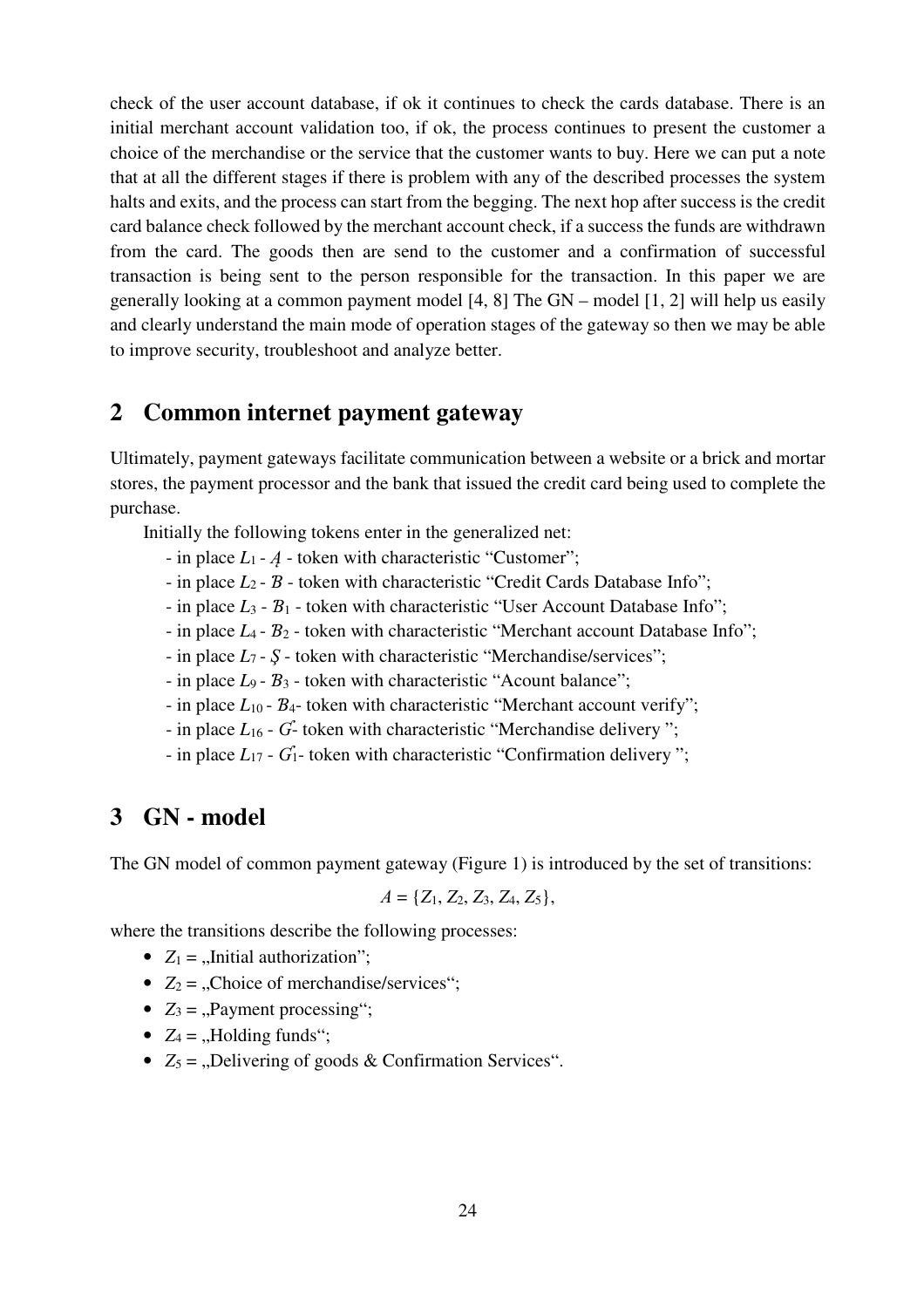check of the user account database, if ok it continues to check the cards database. There is an initial merchant account validation too, if ok, the process continues to present the customer a choice of the merchandise or the service that the customer wants to buy. Here we can put a note that at all the different stages if there is problem with any of the described processes the system halts and exits, and the process can start from the begging. The next hop after success is the credit card balance check followed by the merchant account check, if a success the funds are withdrawn from the card. The goods then are send to the customer and a confirmation of successful transaction is being sent to the person responsible for the transaction. In this paper we are generally looking at a common payment model [4, 8] The GN – model [1, 2] will help us easily and clearly understand the main mode of operation stages of the gateway so then we may be able to improve security, troubleshoot and analyze better.

## 2 Common internet payment gateway

Ultimately, payment gateways facilitate communication between a website or a brick and mortar stores, the payment processor and the bank that issued the credit card being used to complete the purchase.

Initially the following tokens enter in the generalized net:

- in place $L_1$ - $\mathcal{A}$ - token with characteristic "Customer";
- in place $L_2$ - $\mathcal{B}$ - token with characteristic "Credit Cards Database Info";
- in place $L_3$ - $\mathcal{B}_1$ - token with characteristic "User Account Database Info";
- in place $L_4$ - $\mathcal{B}_2$ - token with characteristic "Merchant account Database Info";
- in place $L_7$ - $\mathcal{S}$ - token with characteristic "Merchandise/services";
- in place $L_9$ - $\mathcal{B}_3$ - token with characteristic "Acount balance";
- in place $L_{10}$ - $\mathcal{B}_4$- token with characteristic "Merchant account verify";
- in place $L_{16}$ - $\mathcal{G}$- token with characteristic "Merchandise delivery ";
- in place $L_{17}$ - $\mathcal{G}_1$- token with characteristic "Confirmation delivery ";

## 3 GN - model

The GN model of common payment gateway (Figure 1) is introduced by the set of transitions:

$$A = \{Z_1, Z_2, Z_3, Z_4, Z_5\},$$

where the transitions describe the following processes:

- $Z_1$ = „Initial authorization";
- $Z_2$ = „Choice of merchandise/services";
- $Z_3$ = „Payment processing";
- $Z_4$ = „Holding funds";
- $Z_5$ = „Delivering of goods & Confirmation Services".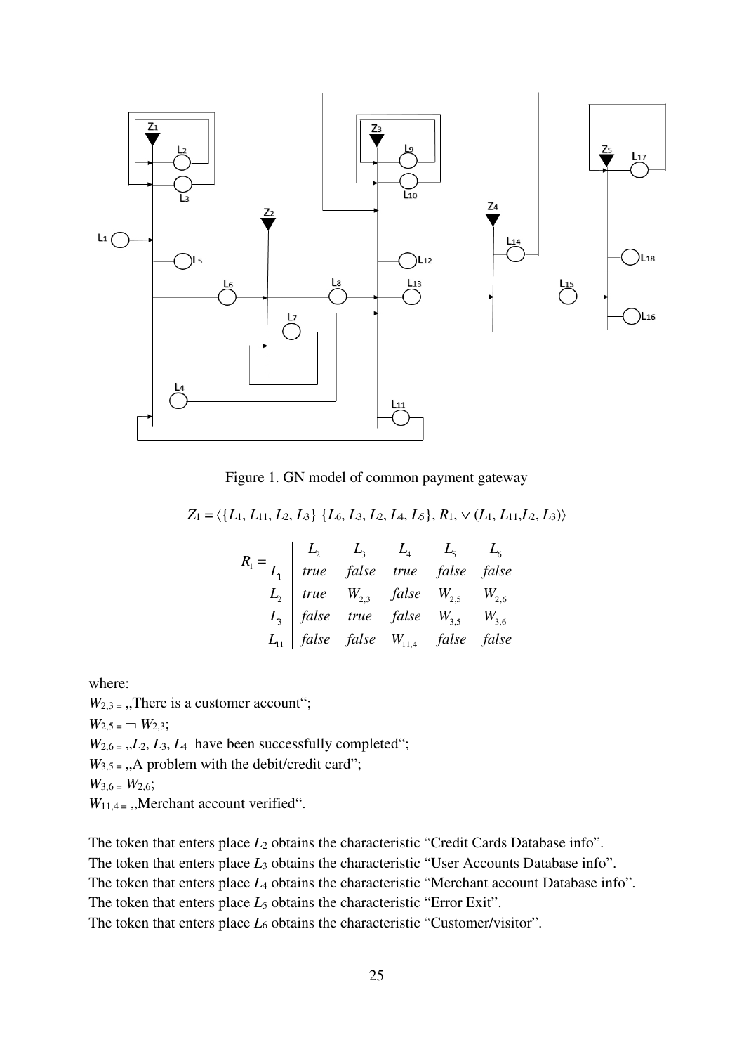Figure 1. GN model of common payment gateway

$$Z_1 = \langle \{L_1, L_{11}, L_2, L_3\} \; \{L_6, L_3, L_2, L_4, L_5\}, R_1, \vee (L_1, L_{11}, L_2, L_3) \rangle$$

$$R_1 = \begin{array}{c|ccccc} & L_2 & L_3 & L_4 & L_5 & L_6 \\ \hline L_1 & true & false & true & false & false \\ L_2 & true & W_{2,3} & false & W_{2,5} & W_{2,6} \\ L_3 & false & true & false & W_{3,5} & W_{3,6} \\ L_{11} & false & false & W_{11,4} & false & false \end{array}$$

where:

$W_{2,3}$ = „There is a customer account";

$W_{2,5} = \neg W_{2,3}$;

$W_{2,6}$ = „$L_2$, $L_3$, $L_4$ have been successfully completed";

$W_{3,5}$ = „A problem with the debit/credit card";

$W_{3,6} = W_{2,6}$;

$W_{11,4}$ = „Merchant account verified".

The token that enters place $L_2$ obtains the characteristic "Credit Cards Database info".

The token that enters place $L_3$ obtains the characteristic "User Accounts Database info".

The token that enters place $L_4$ obtains the characteristic "Merchant account Database info".

The token that enters place $L_5$ obtains the characteristic "Error Exit".

The token that enters place $L_6$ obtains the characteristic "Customer/visitor".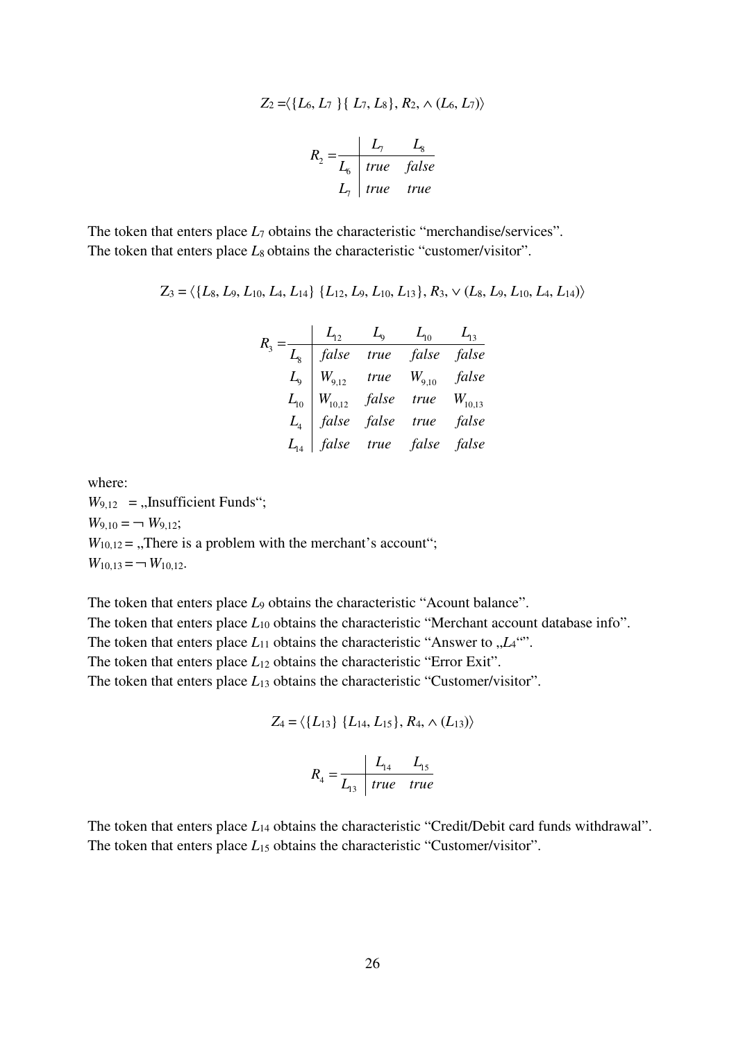$$Z_2 = \langle \{L_6, L_7\} \{L_7, L_8\}, R_2, \wedge (L_6, L_7) \rangle$$

$$R_2 = \begin{array}{c|cc} & L_7 & L_8 \\ \hline L_6 & true & false \\ L_7 & true & true \end{array}$$

The token that enters place $L_7$ obtains the characteristic "merchandise/services".
The token that enters place $L_8$ obtains the characteristic "customer/visitor".

$$Z_3 = \langle \{L_8, L_9, L_{10}, L_4, L_{14}\} \{L_{12}, L_9, L_{10}, L_{13}\}, R_3, \vee (L_8, L_9, L_{10}, L_4, L_{14}) \rangle$$

$$R_3 = \begin{array}{c|cccc} & L_{12} & L_9 & L_{10} & L_{13} \\ \hline L_8 & false & true & false & false \\ L_9 & W_{9,12} & true & W_{9,10} & false \\ L_{10} & W_{10,12} & false & true & W_{10,13} \\ L_4 & false & false & true & false \\ L_{14} & false & true & false & false \end{array}$$

where:
$W_{9,12}$ = „Insufficient Funds";
$W_{9,10} = \neg W_{9,12}$;
$W_{10,12}$ = „There is a problem with the merchant's account";
$W_{10,13} = \neg W_{10,12}$.

The token that enters place $L_9$ obtains the characteristic "Acount balance".
The token that enters place $L_{10}$ obtains the characteristic "Merchant account database info".
The token that enters place $L_{11}$ obtains the characteristic "Answer to „$L_4$"".
The token that enters place $L_{12}$ obtains the characteristic "Error Exit".
The token that enters place $L_{13}$ obtains the characteristic "Customer/visitor".

$$Z_4 = \langle \{L_{13}\} \{L_{14}, L_{15}\}, R_4, \wedge (L_{13}) \rangle$$

$$R_4 = \begin{array}{c|cc} & L_{14} & L_{15} \\ \hline L_{13} & true & true \end{array}$$

The token that enters place $L_{14}$ obtains the characteristic "Credit/Debit card funds withdrawal".
The token that enters place $L_{15}$ obtains the characteristic "Customer/visitor".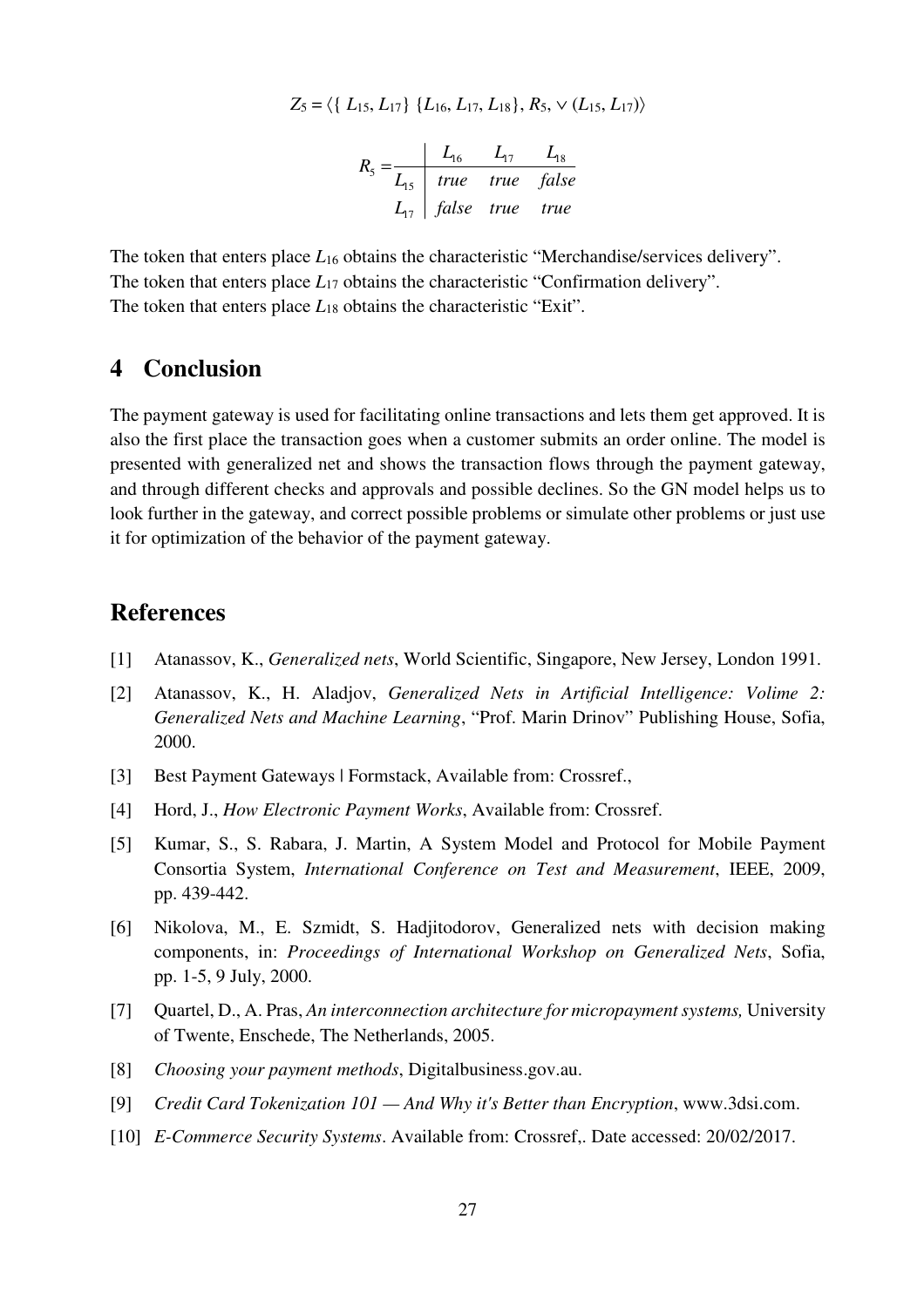$$Z_5 = \langle \{ L_{15}, L_{17}\} \ \{L_{16}, L_{17}, L_{18}\}, R_5, \vee (L_{15}, L_{17})\rangle$$

$$R_5 = \begin{array}{c|ccc} & L_{16} & L_{17} & L_{18} \\ \hline L_{15} & true & true & false \\ L_{17} & false & true & true \end{array}$$

The token that enters place $L_{16}$ obtains the characteristic "Merchandise/services delivery".
The token that enters place $L_{17}$ obtains the characteristic "Confirmation delivery".
The token that enters place $L_{18}$ obtains the characteristic "Exit".

# 4 Conclusion

The payment gateway is used for facilitating online transactions and lets them get approved. It is also the first place the transaction goes when a customer submits an order online. The model is presented with generalized net and shows the transaction flows through the payment gateway, and through different checks and approvals and possible declines. So the GN model helps us to look further in the gateway, and correct possible problems or simulate other problems or just use it for optimization of the behavior of the payment gateway.

# References

[1] Atanassov, K., *Generalized nets*, World Scientific, Singapore, New Jersey, London 1991.

[2] Atanassov, K., H. Aladjov, *Generalized Nets in Artificial Intelligence: Volime 2: Generalized Nets and Machine Learning*, "Prof. Marin Drinov" Publishing House, Sofia, 2000.

[3] Best Payment Gateways | Formstack, Available from: Crossref.,

[4] Hord, J., *How Electronic Payment Works*, Available from: Crossref.

[5] Kumar, S., S. Rabara, J. Martin, A System Model and Protocol for Mobile Payment Consortia System, *International Conference on Test and Measurement*, IEEE, 2009, pp. 439-442.

[6] Nikolova, M., E. Szmidt, S. Hadjitodorov, Generalized nets with decision making components, in: *Proceedings of International Workshop on Generalized Nets*, Sofia, pp. 1-5, 9 July, 2000.

[7] Quartel, D., A. Pras, *An interconnection architecture for micropayment systems,* University of Twente, Enschede, The Netherlands, 2005.

[8] *Choosing your payment methods*, Digitalbusiness.gov.au.

[9] *Credit Card Tokenization 101 — And Why it's Better than Encryption*, www.3dsi.com.

[10] *E-Commerce Security Systems*. Available from: Crossref,. Date accessed: 20/02/2017.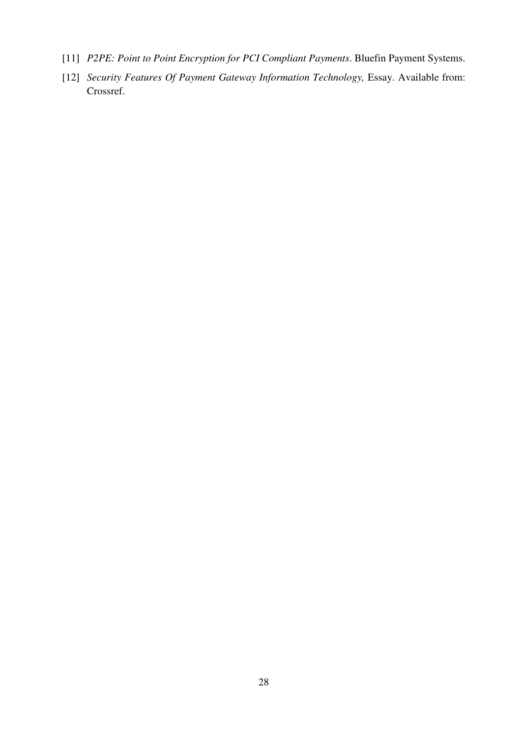[11] *P2PE: Point to Point Encryption for PCI Compliant Payments*. Bluefin Payment Systems.

[12] *Security Features Of Payment Gateway Information Technology,* Essay. Available from: Crossref.